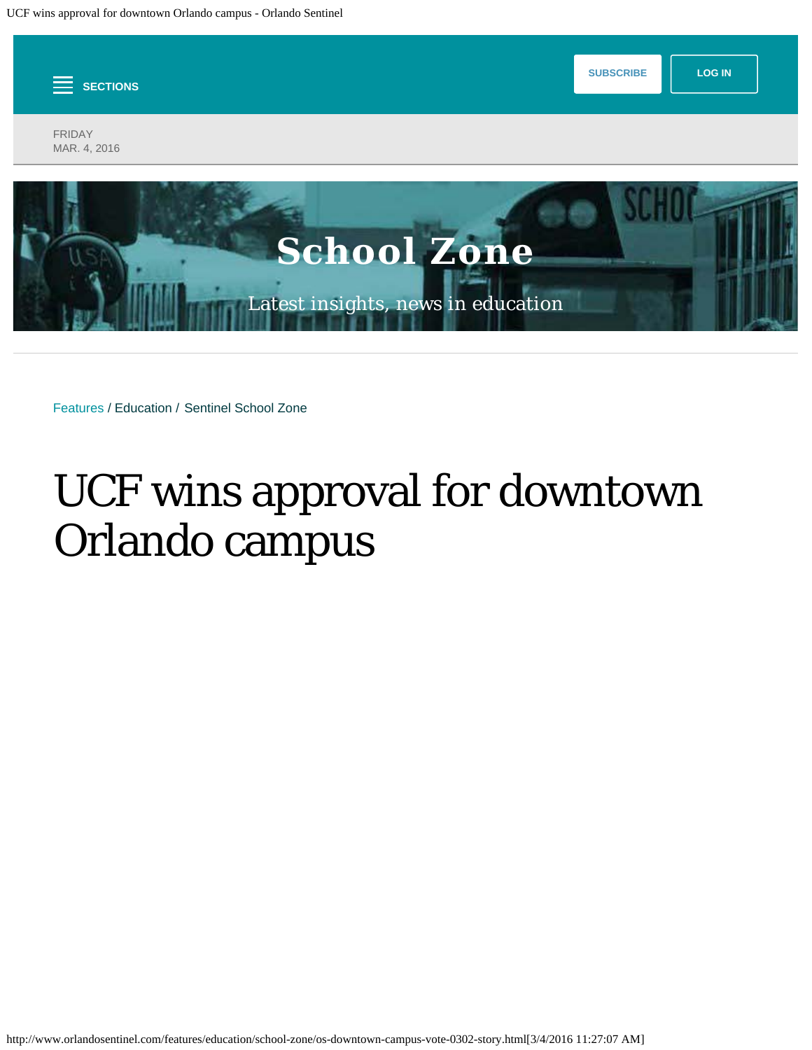SECTIONS

SUBSCRIBE

LOG IN

FRIDAY
MAR. 4, 2016

School Zone

Latest insights, news in education

Features / Education / Sentinel School Zone

# UCF wins approval for downtown Orlando campus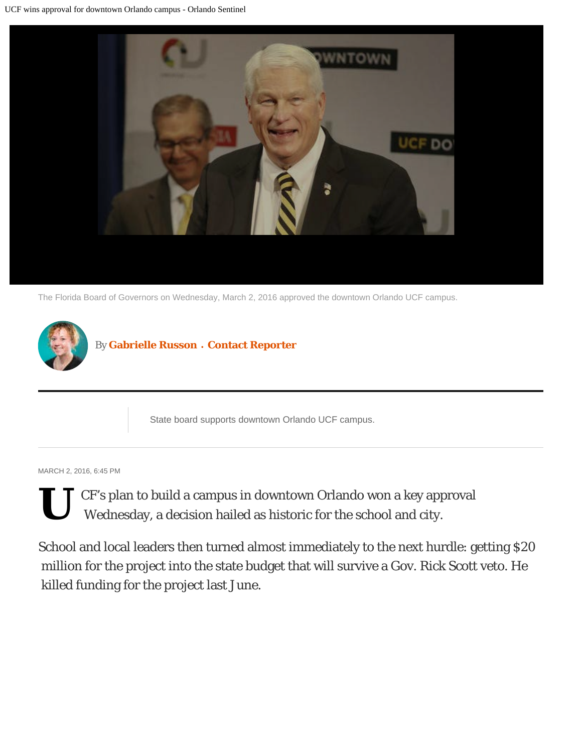The Florida Board of Governors on Wednesday, March 2, 2016 approved the downtown Orlando UCF campus.

By **Gabrielle Russon** . **Contact Reporter**

State board supports downtown Orlando UCF campus.

MARCH 2, 2016, 6:45 PM

UCF's plan to build a campus in downtown Orlando won a key approval Wednesday, a decision hailed as historic for the school and city.

School and local leaders then turned almost immediately to the next hurdle: getting $20 million for the project into the state budget that will survive a Gov. Rick Scott veto. He killed funding for the project last June.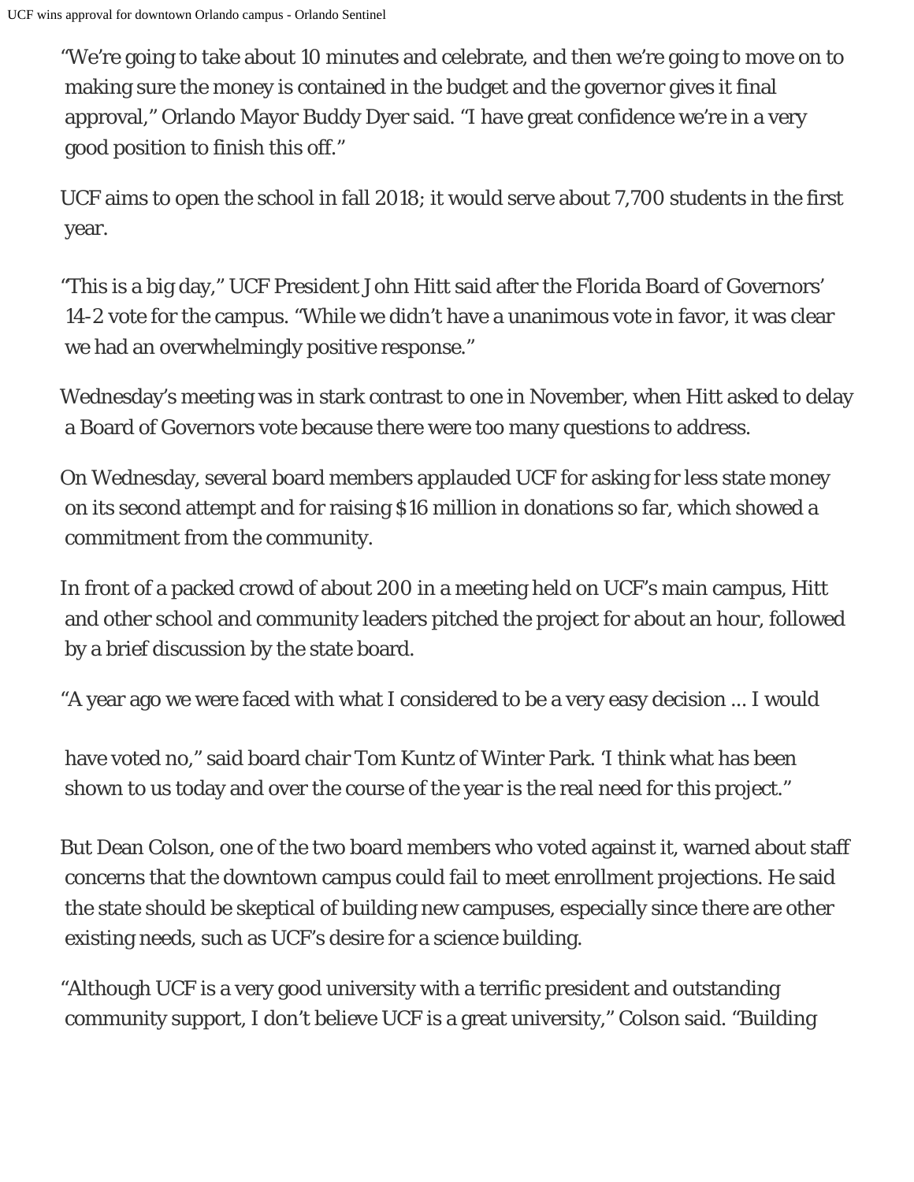“We’re going to take about 10 minutes and celebrate, and then we’re going to move on to making sure the money is contained in the budget and the governor gives it final approval,” Orlando Mayor Buddy Dyer said. “I have great confidence we’re in a very good position to finish this off.”

UCF aims to open the school in fall 2018; it would serve about 7,700 students in the first year.

“This is a big day,” UCF President John Hitt said after the Florida Board of Governors’ 14-2 vote for the campus. “While we didn’t have a unanimous vote in favor, it was clear we had an overwhelmingly positive response.”

Wednesday’s meeting was in stark contrast to one in November, when Hitt asked to delay a Board of Governors vote because there were too many questions to address.

On Wednesday, several board members applauded UCF for asking for less state money on its second attempt and for raising $16 million in donations so far, which showed a commitment from the community.

In front of a packed crowd of about 200 in a meeting held on UCF’s main campus, Hitt and other school and community leaders pitched the project for about an hour, followed by a brief discussion by the state board.

“A year ago we were faced with what I considered to be a very easy decision ... I would have voted no,” said board chair Tom Kuntz of Winter Park. ‘I think what has been shown to us today and over the course of the year is the real need for this project.”

But Dean Colson, one of the two board members who voted against it, warned about staff concerns that the downtown campus could fail to meet enrollment projections. He said the state should be skeptical of building new campuses, especially since there are other existing needs, such as UCF’s desire for a science building.

“Although UCF is a very good university with a terrific president and outstanding community support, I don’t believe UCF is a great university,” Colson said. “Building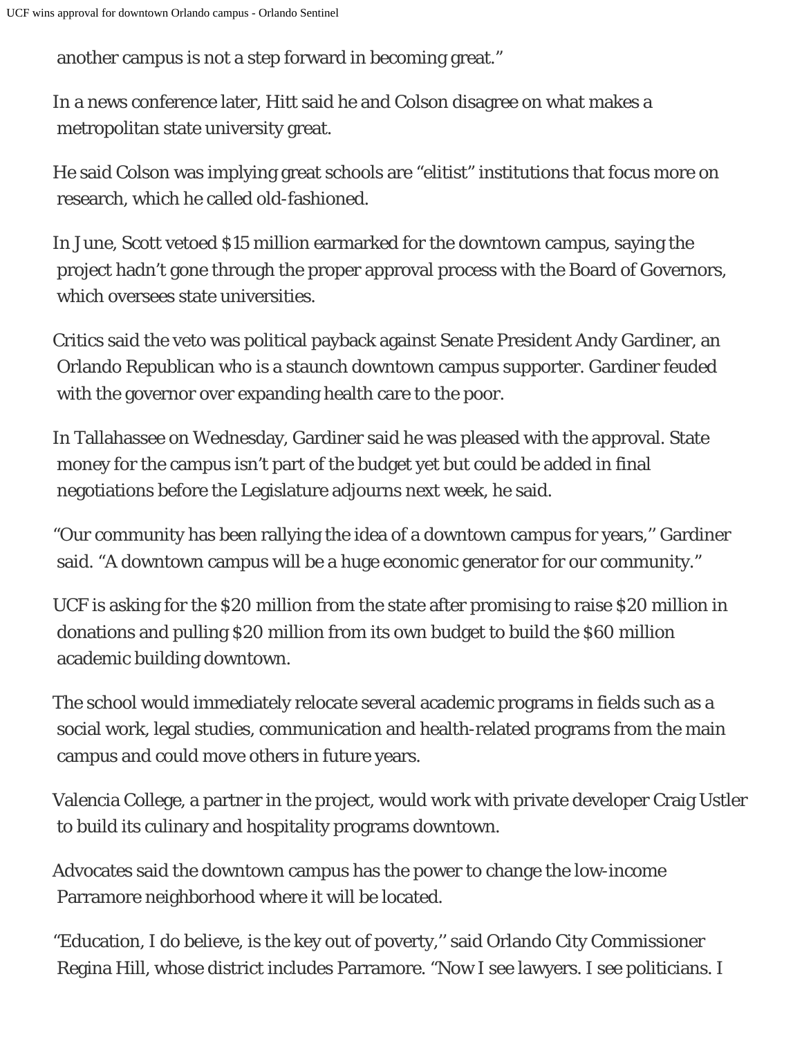another campus is not a step forward in becoming great."

In a news conference later, Hitt said he and Colson disagree on what makes a metropolitan state university great.

He said Colson was implying great schools are "elitist" institutions that focus more on research, which he called old-fashioned.

In June, Scott vetoed $15 million earmarked for the downtown campus, saying the project hadn't gone through the proper approval process with the Board of Governors, which oversees state universities.

Critics said the veto was political payback against Senate President Andy Gardiner, an Orlando Republican who is a staunch downtown campus supporter. Gardiner feuded with the governor over expanding health care to the poor.

In Tallahassee on Wednesday, Gardiner said he was pleased with the approval. State money for the campus isn't part of the budget yet but could be added in final negotiations before the Legislature adjourns next week, he said.

"Our community has been rallying the idea of a downtown campus for years,'' Gardiner said. "A downtown campus will be a huge economic generator for our community."

UCF is asking for the $20 million from the state after promising to raise $20 million in donations and pulling $20 million from its own budget to build the $60 million academic building downtown.

The school would immediately relocate several academic programs in fields such as a social work, legal studies, communication and health-related programs from the main campus and could move others in future years.

Valencia College, a partner in the project, would work with private developer Craig Ustler to build its culinary and hospitality programs downtown.

Advocates said the downtown campus has the power to change the low-income Parramore neighborhood where it will be located.

"Education, I do believe, is the key out of poverty,'' said Orlando City Commissioner Regina Hill, whose district includes Parramore. "Now I see lawyers. I see politicians. I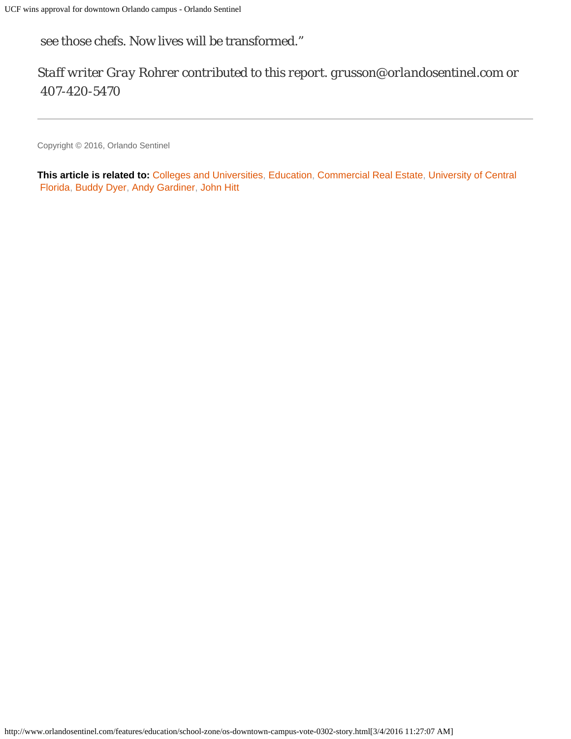see those chefs. Now lives will be transformed."

*Staff writer Gray Rohrer contributed to this report. grusson@orlandosentinel.com or 407-420-5470*

---

Copyright © 2016, Orlando Sentinel

**This article is related to:** Colleges and Universities, Education, Commercial Real Estate, University of Central Florida, Buddy Dyer, Andy Gardiner, John Hitt